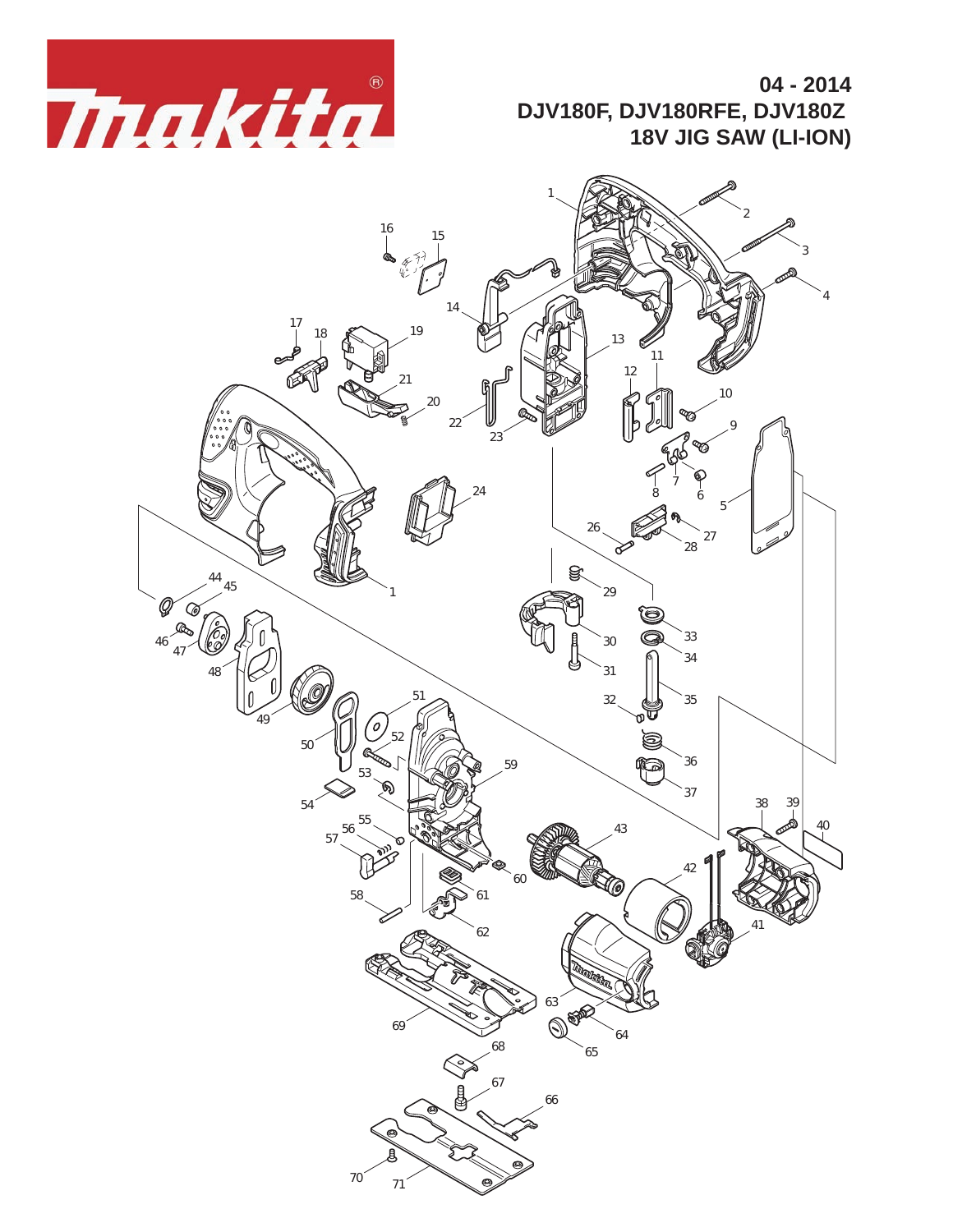Makita®

**04 - 2014**
**DJV180F, DJV180RFE, DJV180Z**
**18V JIG SAW (LI-ION)**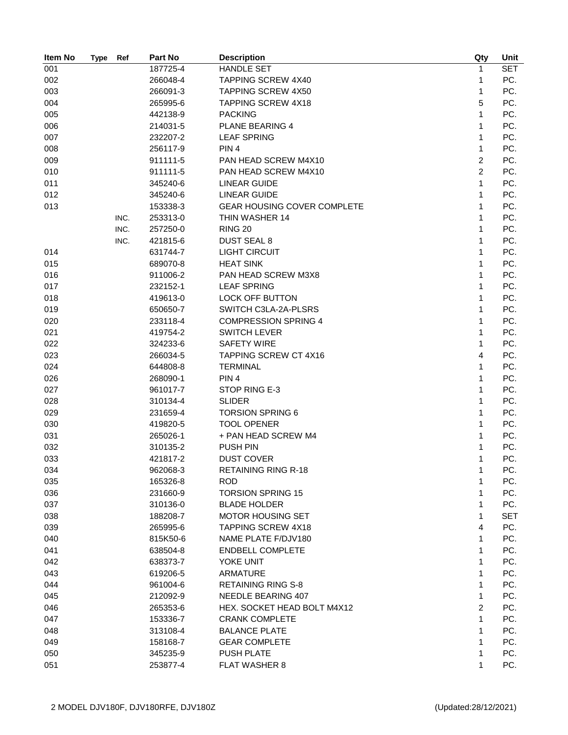| Item No | Type | Ref | Part No | Description | Qty | Unit |
|---|---|---|---|---|---|---|
| 001 | | | 187725-4 | HANDLE SET | 1 | SET |
| 002 | | | 266048-4 | TAPPING SCREW 4X40 | 1 | PC. |
| 003 | | | 266091-3 | TAPPING SCREW 4X50 | 1 | PC. |
| 004 | | | 265995-6 | TAPPING SCREW 4X18 | 5 | PC. |
| 005 | | | 442138-9 | PACKING | 1 | PC. |
| 006 | | | 214031-5 | PLANE BEARING 4 | 1 | PC. |
| 007 | | | 232207-2 | LEAF SPRING | 1 | PC. |
| 008 | | | 256117-9 | PIN 4 | 1 | PC. |
| 009 | | | 911111-5 | PAN HEAD SCREW M4X10 | 2 | PC. |
| 010 | | | 911111-5 | PAN HEAD SCREW M4X10 | 2 | PC. |
| 011 | | | 345240-6 | LINEAR GUIDE | 1 | PC. |
| 012 | | | 345240-6 | LINEAR GUIDE | 1 | PC. |
| 013 | | | 153338-3 | GEAR HOUSING COVER COMPLETE | 1 | PC. |
| | | INC. | 253313-0 | THIN WASHER 14 | 1 | PC. |
| | | INC. | 257250-0 | RING 20 | 1 | PC. |
| | | INC. | 421815-6 | DUST SEAL 8 | 1 | PC. |
| 014 | | | 631744-7 | LIGHT CIRCUIT | 1 | PC. |
| 015 | | | 689070-8 | HEAT SINK | 1 | PC. |
| 016 | | | 911006-2 | PAN HEAD SCREW M3X8 | 1 | PC. |
| 017 | | | 232152-1 | LEAF SPRING | 1 | PC. |
| 018 | | | 419613-0 | LOCK OFF BUTTON | 1 | PC. |
| 019 | | | 650650-7 | SWITCH C3LA-2A-PLSRS | 1 | PC. |
| 020 | | | 233118-4 | COMPRESSION SPRING 4 | 1 | PC. |
| 021 | | | 419754-2 | SWITCH LEVER | 1 | PC. |
| 022 | | | 324233-6 | SAFETY WIRE | 1 | PC. |
| 023 | | | 266034-5 | TAPPING SCREW CT 4X16 | 4 | PC. |
| 024 | | | 644808-8 | TERMINAL | 1 | PC. |
| 026 | | | 268090-1 | PIN 4 | 1 | PC. |
| 027 | | | 961017-7 | STOP RING E-3 | 1 | PC. |
| 028 | | | 310134-4 | SLIDER | 1 | PC. |
| 029 | | | 231659-4 | TORSION SPRING 6 | 1 | PC. |
| 030 | | | 419820-5 | TOOL OPENER | 1 | PC. |
| 031 | | | 265026-1 | + PAN HEAD SCREW M4 | 1 | PC. |
| 032 | | | 310135-2 | PUSH PIN | 1 | PC. |
| 033 | | | 421817-2 | DUST COVER | 1 | PC. |
| 034 | | | 962068-3 | RETAINING RING R-18 | 1 | PC. |
| 035 | | | 165326-8 | ROD | 1 | PC. |
| 036 | | | 231660-9 | TORSION SPRING 15 | 1 | PC. |
| 037 | | | 310136-0 | BLADE HOLDER | 1 | PC. |
| 038 | | | 188208-7 | MOTOR HOUSING SET | 1 | SET |
| 039 | | | 265995-6 | TAPPING SCREW 4X18 | 4 | PC. |
| 040 | | | 815K50-6 | NAME PLATE F/DJV180 | 1 | PC. |
| 041 | | | 638504-8 | ENDBELL COMPLETE | 1 | PC. |
| 042 | | | 638373-7 | YOKE UNIT | 1 | PC. |
| 043 | | | 619206-5 | ARMATURE | 1 | PC. |
| 044 | | | 961004-6 | RETAINING RING S-8 | 1 | PC. |
| 045 | | | 212092-9 | NEEDLE BEARING 407 | 1 | PC. |
| 046 | | | 265353-6 | HEX. SOCKET HEAD BOLT M4X12 | 2 | PC. |
| 047 | | | 153336-7 | CRANK COMPLETE | 1 | PC. |
| 048 | | | 313108-4 | BALANCE PLATE | 1 | PC. |
| 049 | | | 158168-7 | GEAR COMPLETE | 1 | PC. |
| 050 | | | 345235-9 | PUSH PLATE | 1 | PC. |
| 051 | | | 253877-4 | FLAT WASHER 8 | 1 | PC. |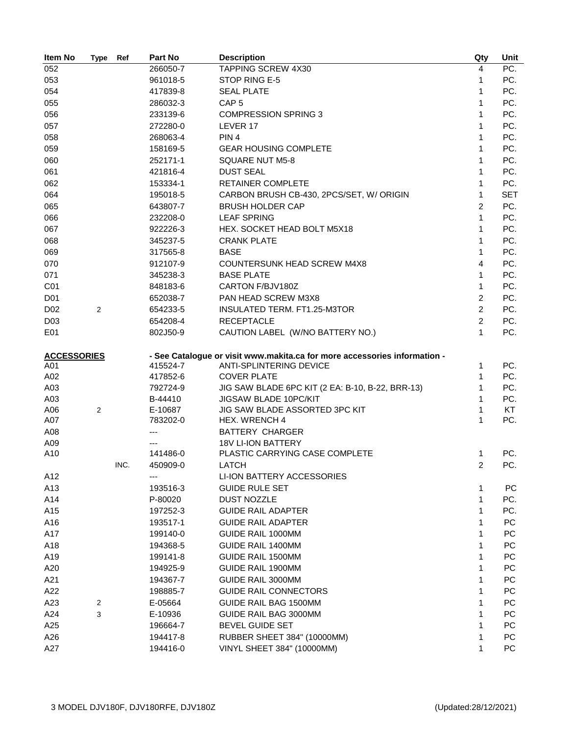| Item No | Type | Ref | Part No | Description | Qty | Unit |
|---|---|---|---|---|---|---|
| 052 | | | 266050-7 | TAPPING SCREW 4X30 | 4 | PC. |
| 053 | | | 961018-5 | STOP RING E-5 | 1 | PC. |
| 054 | | | 417839-8 | SEAL PLATE | 1 | PC. |
| 055 | | | 286032-3 | CAP 5 | 1 | PC. |
| 056 | | | 233139-6 | COMPRESSION SPRING 3 | 1 | PC. |
| 057 | | | 272280-0 | LEVER 17 | 1 | PC. |
| 058 | | | 268063-4 | PIN 4 | 1 | PC. |
| 059 | | | 158169-5 | GEAR HOUSING COMPLETE | 1 | PC. |
| 060 | | | 252171-1 | SQUARE NUT M5-8 | 1 | PC. |
| 061 | | | 421816-4 | DUST SEAL | 1 | PC. |
| 062 | | | 153334-1 | RETAINER COMPLETE | 1 | PC. |
| 064 | | | 195018-5 | CARBON BRUSH CB-430, 2PCS/SET, W/ ORIGIN | 1 | SET |
| 065 | | | 643807-7 | BRUSH HOLDER CAP | 2 | PC. |
| 066 | | | 232208-0 | LEAF SPRING | 1 | PC. |
| 067 | | | 922226-3 | HEX. SOCKET HEAD BOLT M5X18 | 1 | PC. |
| 068 | | | 345237-5 | CRANK PLATE | 1 | PC. |
| 069 | | | 317565-8 | BASE | 1 | PC. |
| 070 | | | 912107-9 | COUNTERSUNK HEAD SCREW M4X8 | 4 | PC. |
| 071 | | | 345238-3 | BASE PLATE | 1 | PC. |
| C01 | | | 848183-6 | CARTON F/BJV180Z | 1 | PC. |
| D01 | | | 652038-7 | PAN HEAD SCREW M3X8 | 2 | PC. |
| D02 | 2 | | 654233-5 | INSULATED TERM. FT1.25-M3TOR | 2 | PC. |
| D03 | | | 654208-4 | RECEPTACLE | 2 | PC. |
| E01 | | | 802J50-9 | CAUTION LABEL (W/NO BATTERY NO.) | 1 | PC. |

**ACCESSORIES** - See Catalogue or visit www.makita.ca for more accessories information -

| Item No | Type | Ref | Part No | Description | Qty | Unit |
|---|---|---|---|---|---|---|
| A01 | | | 415524-7 | ANTI-SPLINTERING DEVICE | 1 | PC. |
| A02 | | | 417852-6 | COVER PLATE | 1 | PC. |
| A03 | | | 792724-9 | JIG SAW BLADE 6PC KIT (2 EA: B-10, B-22, BRR-13) | 1 | PC. |
| A03 | | | B-44410 | JIGSAW BLADE 10PC/KIT | 1 | PC. |
| A06 | 2 | | E-10687 | JIG SAW BLADE ASSORTED 3PC KIT | 1 | KT |
| A07 | | | 783202-0 | HEX. WRENCH 4 | 1 | PC. |
| A08 | | | --- | BATTERY CHARGER | | |
| A09 | | | --- | 18V LI-ION BATTERY | | |
| A10 | | | 141486-0 | PLASTIC CARRYING CASE COMPLETE | 1 | PC. |
| | | INC. | 450909-0 | LATCH | 2 | PC. |
| A12 | | | --- | LI-ION BATTERY ACCESSORIES | | |
| A13 | | | 193516-3 | GUIDE RULE SET | 1 | PC |
| A14 | | | P-80020 | DUST NOZZLE | 1 | PC. |
| A15 | | | 197252-3 | GUIDE RAIL ADAPTER | 1 | PC. |
| A16 | | | 193517-1 | GUIDE RAIL ADAPTER | 1 | PC |
| A17 | | | 199140-0 | GUIDE RAIL 1000MM | 1 | PC |
| A18 | | | 194368-5 | GUIDE RAIL 1400MM | 1 | PC |
| A19 | | | 199141-8 | GUIDE RAIL 1500MM | 1 | PC |
| A20 | | | 194925-9 | GUIDE RAIL 1900MM | 1 | PC |
| A21 | | | 194367-7 | GUIDE RAIL 3000MM | 1 | PC |
| A22 | | | 198885-7 | GUIDE RAIL CONNECTORS | 1 | PC |
| A23 | 2 | | E-05664 | GUIDE RAIL BAG 1500MM | 1 | PC |
| A24 | 3 | | E-10936 | GUIDE RAIL BAG 3000MM | 1 | PC |
| A25 | | | 196664-7 | BEVEL GUIDE SET | 1 | PC |
| A26 | | | 194417-8 | RUBBER SHEET 384" (10000MM) | 1 | PC |
| A27 | | | 194416-0 | VINYL SHEET 384" (10000MM) | 1 | PC |

MODEL DJV180F, DJV180RFE, DJV180Z (Updated:28/12/2021)